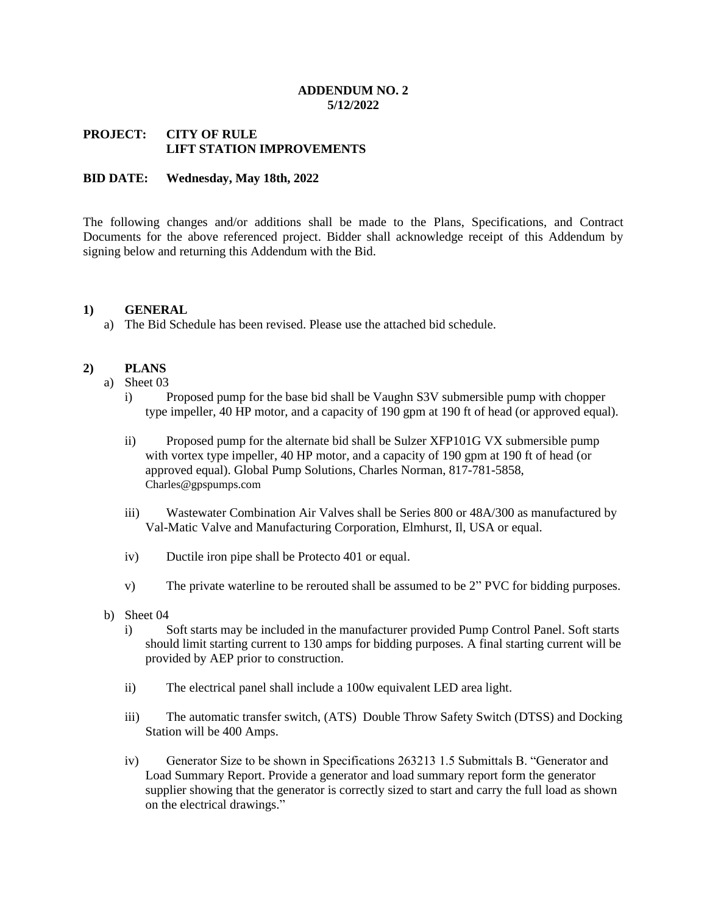**ADDENDUM NO. 2**
**5/12/2022**

**PROJECT: CITY OF RULE**
**LIFT STATION IMPROVEMENTS**

**BID DATE: Wednesday, May 18th, 2022**

The following changes and/or additions shall be made to the Plans, Specifications, and Contract Documents for the above referenced project. Bidder shall acknowledge receipt of this Addendum by signing below and returning this Addendum with the Bid.

## 1) GENERAL

a) The Bid Schedule has been revised. Please use the attached bid schedule.

## 2) PLANS

a) Sheet 03

   i) Proposed pump for the base bid shall be Vaughn S3V submersible pump with chopper type impeller, 40 HP motor, and a capacity of 190 gpm at 190 ft of head (or approved equal).

   ii) Proposed pump for the alternate bid shall be Sulzer XFP101G VX submersible pump with vortex type impeller, 40 HP motor, and a capacity of 190 gpm at 190 ft of head (or approved equal). Global Pump Solutions, Charles Norman, 817-781-5858, Charles@gpspumps.com

   iii) Wastewater Combination Air Valves shall be Series 800 or 48A/300 as manufactured by Val-Matic Valve and Manufacturing Corporation, Elmhurst, Il, USA or equal.

   iv) Ductile iron pipe shall be Protecto 401 or equal.

   v) The private waterline to be rerouted shall be assumed to be 2" PVC for bidding purposes.

b) Sheet 04

   i) Soft starts may be included in the manufacturer provided Pump Control Panel. Soft starts should limit starting current to 130 amps for bidding purposes. A final starting current will be provided by AEP prior to construction.

   ii) The electrical panel shall include a 100w equivalent LED area light.

   iii) The automatic transfer switch, (ATS) Double Throw Safety Switch (DTSS) and Docking Station will be 400 Amps.

   iv) Generator Size to be shown in Specifications 263213 1.5 Submittals B. "Generator and Load Summary Report. Provide a generator and load summary report form the generator supplier showing that the generator is correctly sized to start and carry the full load as shown on the electrical drawings."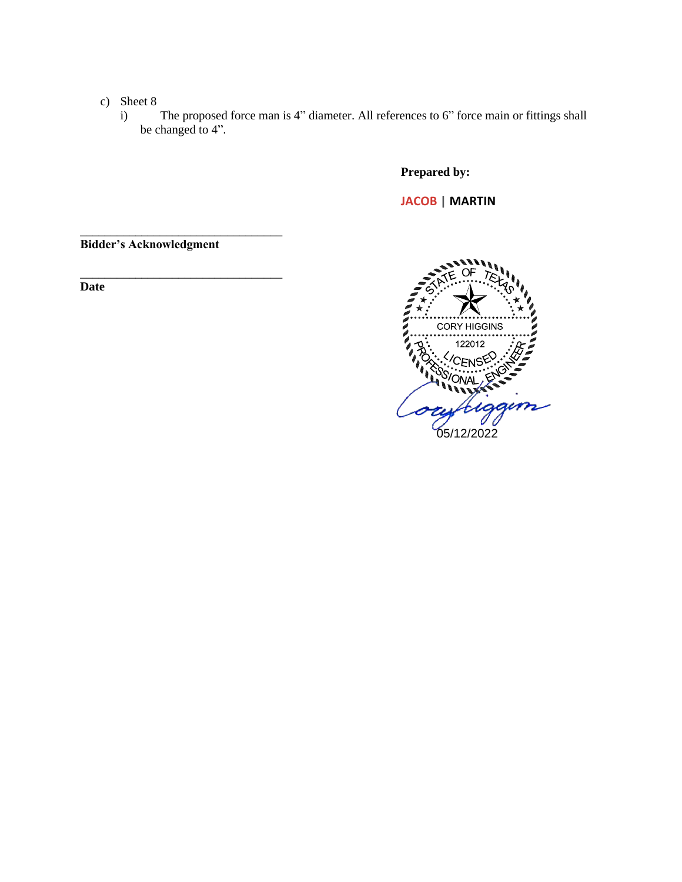c) Sheet 8
   i) The proposed force man is 4" diameter. All references to 6" force main or fittings shall be changed to 4".

**Prepared by:**

**JACOB | MARTIN**

\_\_\_\_\_\_\_\_\_\_\_\_\_\_\_\_\_\_\_\_\_\_\_\_\_\_\_\_\_\_\_\_\_\_
**Bidder's Acknowledgment**

\_\_\_\_\_\_\_\_\_\_\_\_\_\_\_\_\_\_\_\_\_\_\_\_\_\_\_\_\_\_\_\_\_\_
**Date**

STATE OF TEXAS
CORY HIGGINS
122012
LICENSED
PROFESSIONAL ENGINEER

05/12/2022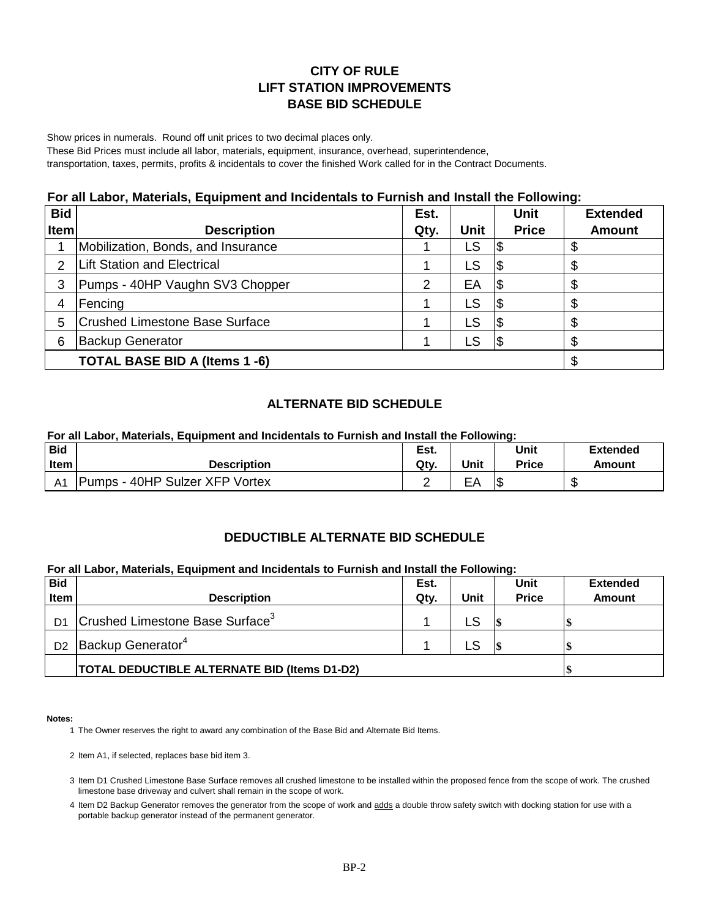# CITY OF RULE
# LIFT STATION IMPROVEMENTS
# BASE BID SCHEDULE

Show prices in numerals. Round off unit prices to two decimal places only.
These Bid Prices must include all labor, materials, equipment, insurance, overhead, superintendence, transportation, taxes, permits, profits & incidentals to cover the finished Work called for in the Contract Documents.

**For all Labor, Materials, Equipment and Incidentals to Furnish and Install the Following:**

| Bid Item | Description | Est. Qty. | Unit | Unit Price | Extended Amount |
|---|---|---|---|---|---|
| 1 | Mobilization, Bonds, and Insurance | 1 | LS | $ | $ |
| 2 | Lift Station and Electrical | 1 | LS | $ | $ |
| 3 | Pumps - 40HP Vaughn SV3 Chopper | 2 | EA | $ | $ |
| 4 | Fencing | 1 | LS | $ | $ |
| 5 | Crushed Limestone Base Surface | 1 | LS | $ | $ |
| 6 | Backup Generator | 1 | LS | $ | $ |
| | **TOTAL BASE BID A (Items 1 -6)** | | | | $ |

## ALTERNATE BID SCHEDULE

**For all Labor, Materials, Equipment and Incidentals to Furnish and Install the Following:**

| Bid Item | Description | Est. Qty. | Unit | Unit Price | Extended Amount |
|---|---|---|---|---|---|
| A1 | Pumps - 40HP Sulzer XFP Vortex | 2 | EA | $ | $ |

## DEDUCTIBLE ALTERNATE BID SCHEDULE

**For all Labor, Materials, Equipment and Incidentals to Furnish and Install the Following:**

| Bid Item | Description | Est. Qty. | Unit | Unit Price | Extended Amount |
|---|---|---|---|---|---|
| D1 | Crushed Limestone Base Surface[3] | 1 | LS | $ | $ |
| D2 | Backup Generator[4] | 1 | LS | $ | $ |
| | **TOTAL DEDUCTIBLE ALTERNATE BID (Items D1-D2)** | | | | $ |

**Notes:**

1. The Owner reserves the right to award any combination of the Base Bid and Alternate Bid Items.
2. Item A1, if selected, replaces base bid item 3.
3. Item D1 Crushed Limestone Base Surface removes all crushed limestone to be installed within the proposed fence from the scope of work. The crushed limestone base driveway and culvert shall remain in the scope of work.
4. Item D2 Backup Generator removes the generator from the scope of work and <u>adds</u> a double throw safety switch with docking station for use with a portable backup generator instead of the permanent generator.